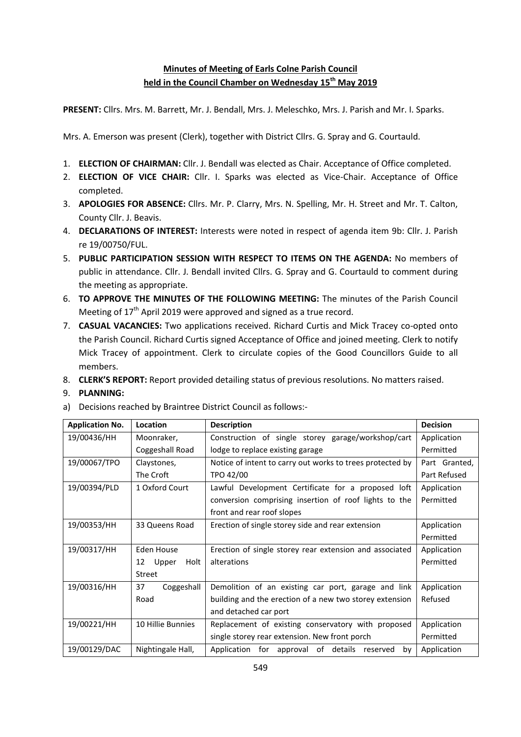# Minutes of Meeting of Earls Colne Parish Council held in the Council Chamber on Wednesday 15th May 2019

**PRESENT:** Cllrs. Mrs. M. Barrett, Mr. J. Bendall, Mrs. J. Meleschko, Mrs. J. Parish and Mr. I. Sparks.

Mrs. A. Emerson was present (Clerk), together with District Cllrs. G. Spray and G. Courtauld.

1. **ELECTION OF CHAIRMAN:** Cllr. J. Bendall was elected as Chair. Acceptance of Office completed.
2. **ELECTION OF VICE CHAIR:** Cllr. I. Sparks was elected as Vice-Chair. Acceptance of Office completed.
3. **APOLOGIES FOR ABSENCE:** Cllrs. Mr. P. Clarry, Mrs. N. Spelling, Mr. H. Street and Mr. T. Calton, County Cllr. J. Beavis.
4. **DECLARATIONS OF INTEREST:** Interests were noted in respect of agenda item 9b: Cllr. J. Parish re 19/00750/FUL.
5. **PUBLIC PARTICIPATION SESSION WITH RESPECT TO ITEMS ON THE AGENDA:** No members of public in attendance. Cllr. J. Bendall invited Cllrs. G. Spray and G. Courtauld to comment during the meeting as appropriate.
6. **TO APPROVE THE MINUTES OF THE FOLLOWING MEETING:** The minutes of the Parish Council Meeting of 17th April 2019 were approved and signed as a true record.
7. **CASUAL VACANCIES:** Two applications received. Richard Curtis and Mick Tracey co-opted onto the Parish Council. Richard Curtis signed Acceptance of Office and joined meeting. Clerk to notify Mick Tracey of appointment. Clerk to circulate copies of the Good Councillors Guide to all members.
8. **CLERK'S REPORT:** Report provided detailing status of previous resolutions. No matters raised.
9. **PLANNING:**

a) Decisions reached by Braintree District Council as follows:-

| Application No. | Location | Description | Decision |
|---|---|---|---|
| 19/00436/HH | Moonraker, Coggeshall Road | Construction of single storey garage/workshop/cart lodge to replace existing garage | Application Permitted |
| 19/00067/TPO | Claystones, The Croft | Notice of intent to carry out works to trees protected by TPO 42/00 | Part Granted, Part Refused |
| 19/00394/PLD | 1 Oxford Court | Lawful Development Certificate for a proposed loft conversion comprising insertion of roof lights to the front and rear roof slopes | Application Permitted |
| 19/00353/HH | 33 Queens Road | Erection of single storey side and rear extension | Application Permitted |
| 19/00317/HH | Eden House 12 Upper Holt Street | Erection of single storey rear extension and associated alterations | Application Permitted |
| 19/00316/HH | 37 Coggeshall Road | Demolition of an existing car port, garage and link building and the erection of a new two storey extension and detached car port | Application Refused |
| 19/00221/HH | 10 Hillie Bunnies | Replacement of existing conservatory with proposed single storey rear extension. New front porch | Application Permitted |
| 19/00129/DAC | Nightingale Hall, | Application for approval of details reserved by | Application |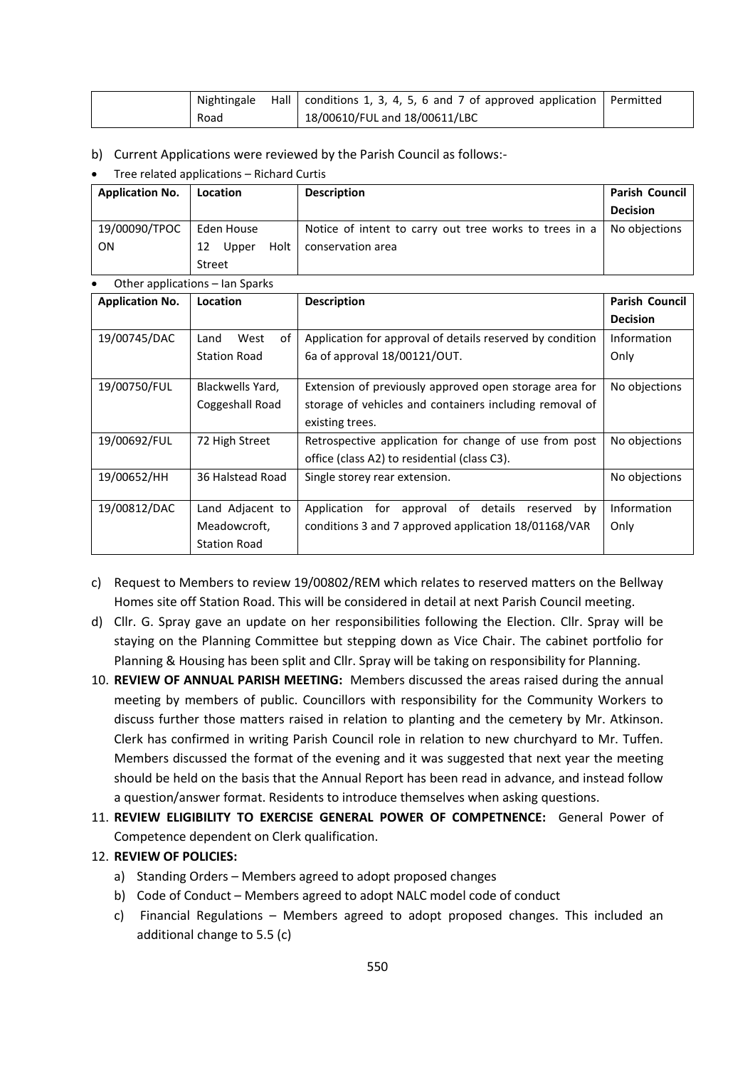| | | | |
|---|---|---|---|
| | Nightingale Hall Road | conditions 1, 3, 4, 5, 6 and 7 of approved application 18/00610/FUL and 18/00611/LBC | Permitted |

b) Current Applications were reviewed by the Parish Council as follows:-

- Tree related applications – Richard Curtis

| Application No. | Location | Description | Parish Council Decision |
|---|---|---|---|
| 19/00090/TPOCON | Eden House 12 Upper Holt Street | Notice of intent to carry out tree works to trees in a conservation area | No objections |

- Other applications – Ian Sparks

| Application No. | Location | Description | Parish Council Decision |
|---|---|---|---|
| 19/00745/DAC | Land West of Station Road | Application for approval of details reserved by condition 6a of approval 18/00121/OUT. | Information Only |
| 19/00750/FUL | Blackwells Yard, Coggeshall Road | Extension of previously approved open storage area for storage of vehicles and containers including removal of existing trees. | No objections |
| 19/00692/FUL | 72 High Street | Retrospective application for change of use from post office (class A2) to residential (class C3). | No objections |
| 19/00652/HH | 36 Halstead Road | Single storey rear extension. | No objections |
| 19/00812/DAC | Land Adjacent to Meadowcroft, Station Road | Application for approval of details reserved by conditions 3 and 7 approved application 18/01168/VAR | Information Only |

c) Request to Members to review 19/00802/REM which relates to reserved matters on the Bellway Homes site off Station Road. This will be considered in detail at next Parish Council meeting.

d) Cllr. G. Spray gave an update on her responsibilities following the Election. Cllr. Spray will be staying on the Planning Committee but stepping down as Vice Chair. The cabinet portfolio for Planning & Housing has been split and Cllr. Spray will be taking on responsibility for Planning.

10. **REVIEW OF ANNUAL PARISH MEETING:** Members discussed the areas raised during the annual meeting by members of public. Councillors with responsibility for the Community Workers to discuss further those matters raised in relation to planting and the cemetery by Mr. Atkinson. Clerk has confirmed in writing Parish Council role in relation to new churchyard to Mr. Tuffen. Members discussed the format of the evening and it was suggested that next year the meeting should be held on the basis that the Annual Report has been read in advance, and instead follow a question/answer format. Residents to introduce themselves when asking questions.

11. **REVIEW ELIGIBILITY TO EXERCISE GENERAL POWER OF COMPETNENCE:** General Power of Competence dependent on Clerk qualification.

12. **REVIEW OF POLICIES:**
    a) Standing Orders – Members agreed to adopt proposed changes
    b) Code of Conduct – Members agreed to adopt NALC model code of conduct
    c) Financial Regulations – Members agreed to adopt proposed changes. This included an additional change to 5.5 (c)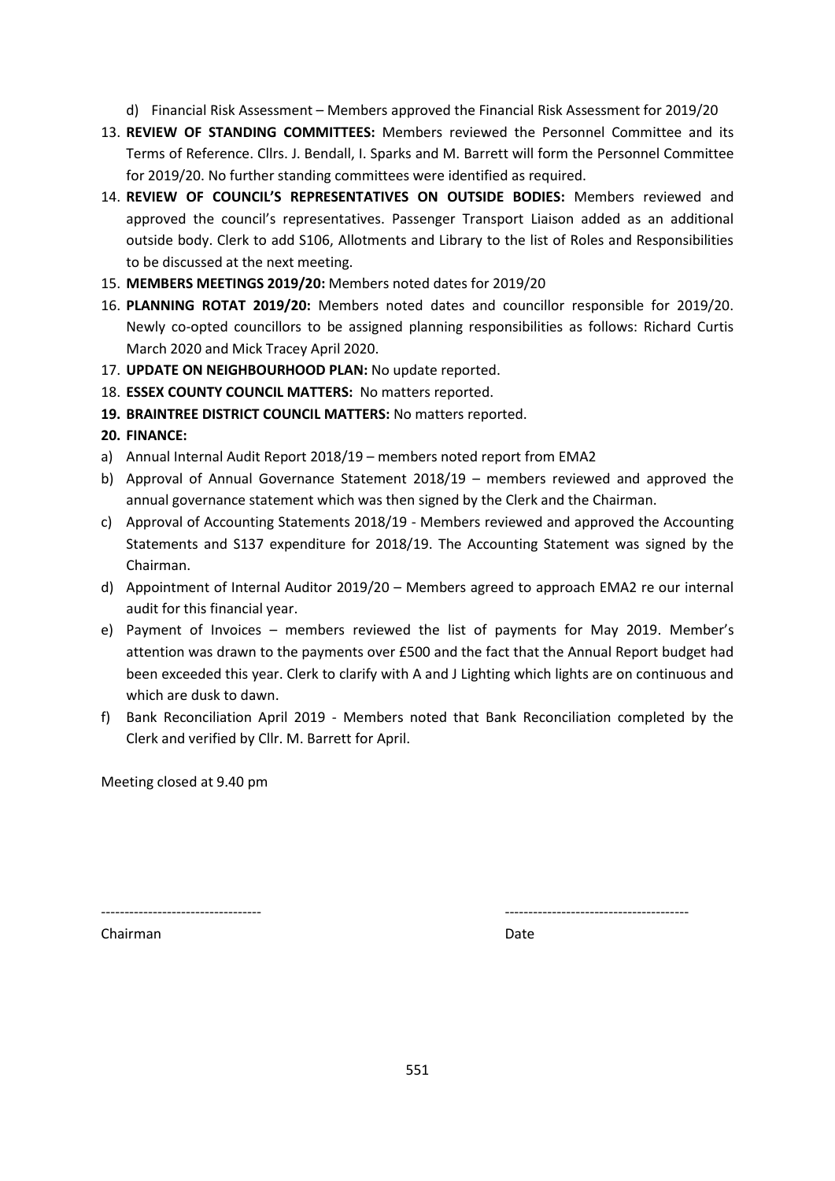d) Financial Risk Assessment – Members approved the Financial Risk Assessment for 2019/20

13. **REVIEW OF STANDING COMMITTEES:** Members reviewed the Personnel Committee and its Terms of Reference. Cllrs. J. Bendall, I. Sparks and M. Barrett will form the Personnel Committee for 2019/20. No further standing committees were identified as required.
14. **REVIEW OF COUNCIL'S REPRESENTATIVES ON OUTSIDE BODIES:** Members reviewed and approved the council's representatives. Passenger Transport Liaison added as an additional outside body. Clerk to add S106, Allotments and Library to the list of Roles and Responsibilities to be discussed at the next meeting.
15. **MEMBERS MEETINGS 2019/20:** Members noted dates for 2019/20
16. **PLANNING ROTAT 2019/20:** Members noted dates and councillor responsible for 2019/20. Newly co-opted councillors to be assigned planning responsibilities as follows: Richard Curtis March 2020 and Mick Tracey April 2020.
17. **UPDATE ON NEIGHBOURHOOD PLAN:** No update reported.
18. **ESSEX COUNTY COUNCIL MATTERS:** No matters reported.
19. **BRAINTREE DISTRICT COUNCIL MATTERS:** No matters reported.
20. **FINANCE:**

a) Annual Internal Audit Report 2018/19 – members noted report from EMA2
b) Approval of Annual Governance Statement 2018/19 – members reviewed and approved the annual governance statement which was then signed by the Clerk and the Chairman.
c) Approval of Accounting Statements 2018/19 - Members reviewed and approved the Accounting Statements and S137 expenditure for 2018/19. The Accounting Statement was signed by the Chairman.
d) Appointment of Internal Auditor 2019/20 – Members agreed to approach EMA2 re our internal audit for this financial year.
e) Payment of Invoices – members reviewed the list of payments for May 2019. Member's attention was drawn to the payments over £500 and the fact that the Annual Report budget had been exceeded this year. Clerk to clarify with A and J Lighting which lights are on continuous and which are dusk to dawn.
f) Bank Reconciliation April 2019 - Members noted that Bank Reconciliation completed by the Clerk and verified by Cllr. M. Barrett for April.

Meeting closed at 9.40 pm

----------------------------------

Chairman

---------------------------------------

Date